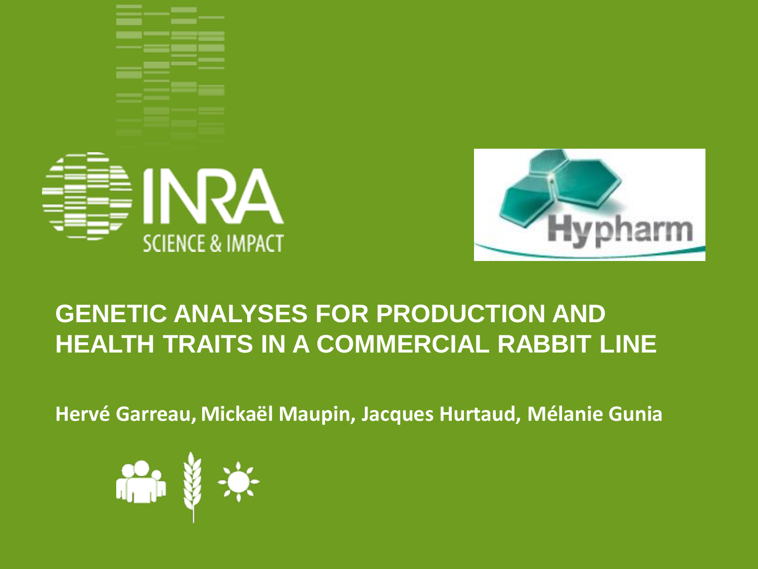# GENETIC ANALYSES FOR PRODUCTION AND HEALTH TRAITS IN A COMMERCIAL RABBIT LINE

**Hervé Garreau, Mickaël Maupin, Jacques Hurtaud, Mélanie Gunia**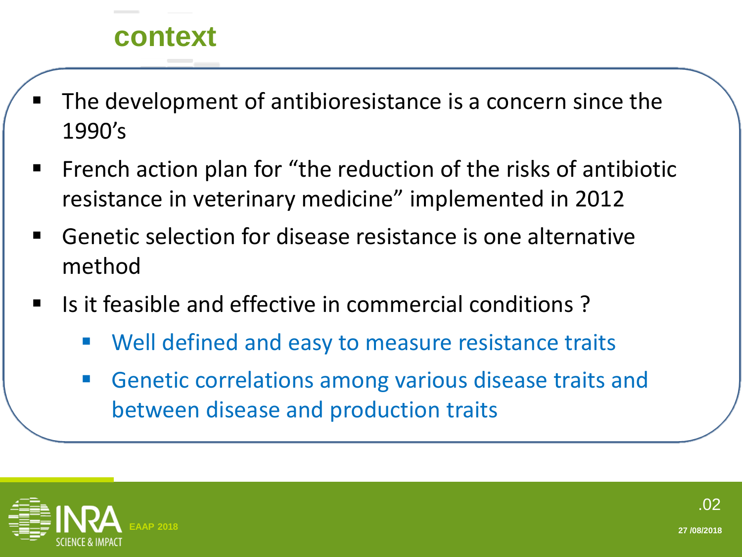# context

- The development of antibioresistance is a concern since the 1990's
- French action plan for "the reduction of the risks of antibiotic resistance in veterinary medicine" implemented in 2012
- Genetic selection for disease resistance is one alternative method
- Is it feasible and effective in commercial conditions ?
  - Well defined and easy to measure resistance traits
  - Genetic correlations among various disease traits and between disease and production traits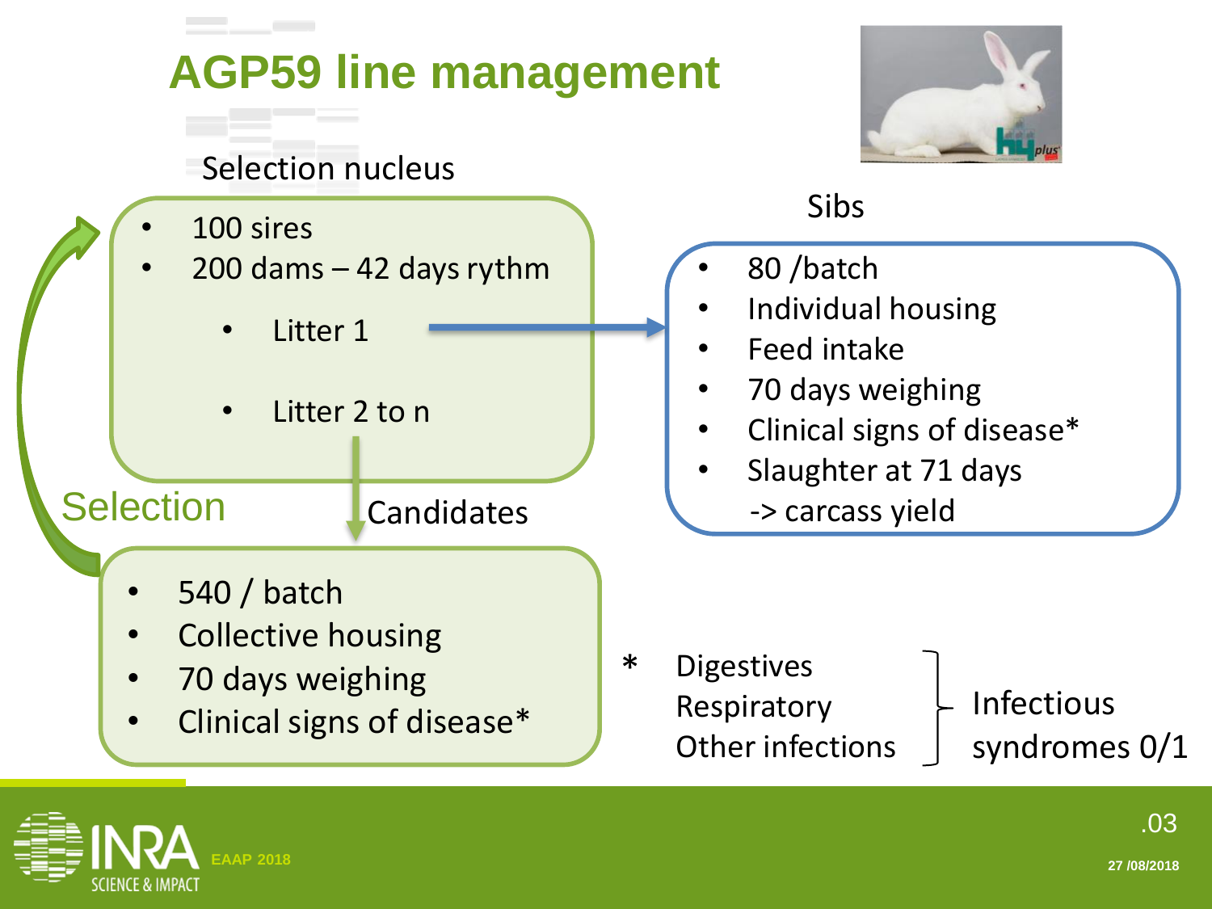# AGP59 line management

Selection nucleus

- 100 sires
- 200 dams – 42 days rythm
  - Litter 1
  - Litter 2 to n

Sibs

- 80 /batch
- Individual housing
- Feed intake
- 70 days weighing
- Clinical signs of disease*
- Slaughter at 71 days
  -> carcass yield

Selection

Candidates

- 540 / batch
- Collective housing
- 70 days weighing
- Clinical signs of disease*

\* Digestives
Respiratory
Other infections

} Infectious syndromes 0/1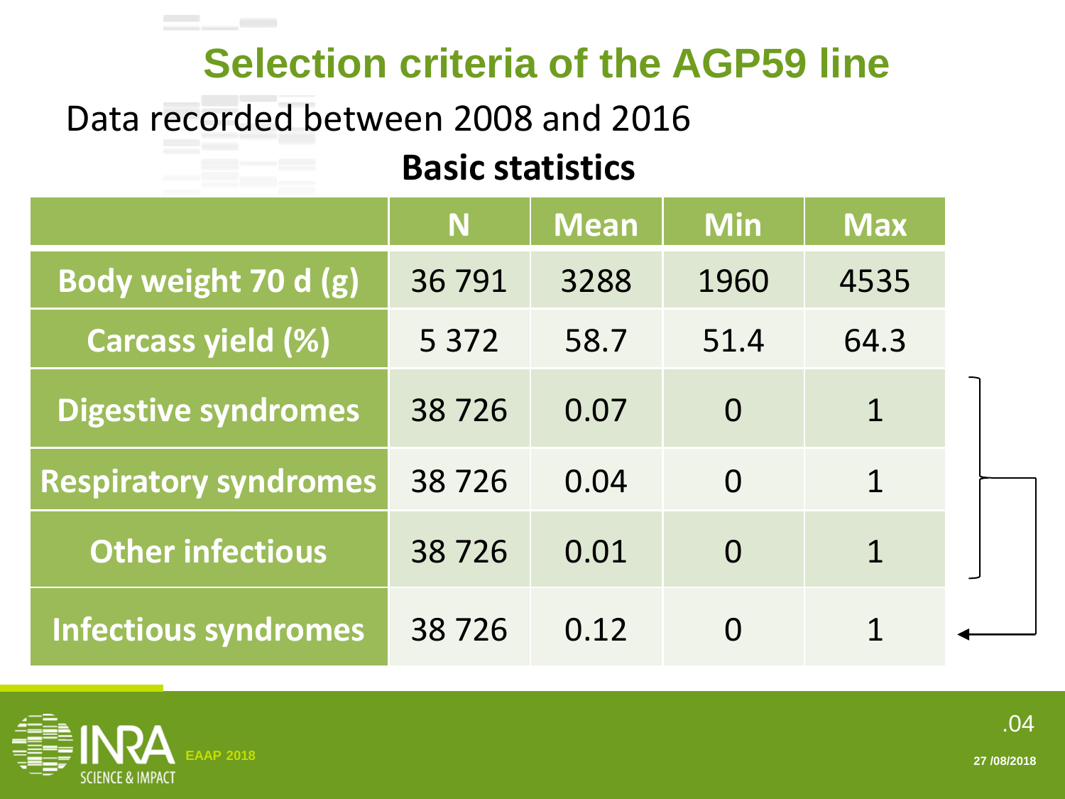# Selection criteria of the AGP59 line

Data recorded between 2008 and 2016

**Basic statistics**

| | N | Mean | Min | Max |
|---|---|---|---|---|
| Body weight 70 d (g) | 36 791 | 3288 | 1960 | 4535 |
| Carcass yield (%) | 5 372 | 58.7 | 51.4 | 64.3 |
| Digestive syndromes | 38 726 | 0.07 | 0 | 1 |
| Respiratory syndromes | 38 726 | 0.04 | 0 | 1 |
| Other infectious | 38 726 | 0.01 | 0 | 1 |
| Infectious syndromes | 38 726 | 0.12 | 0 | 1 |

EAAP 2018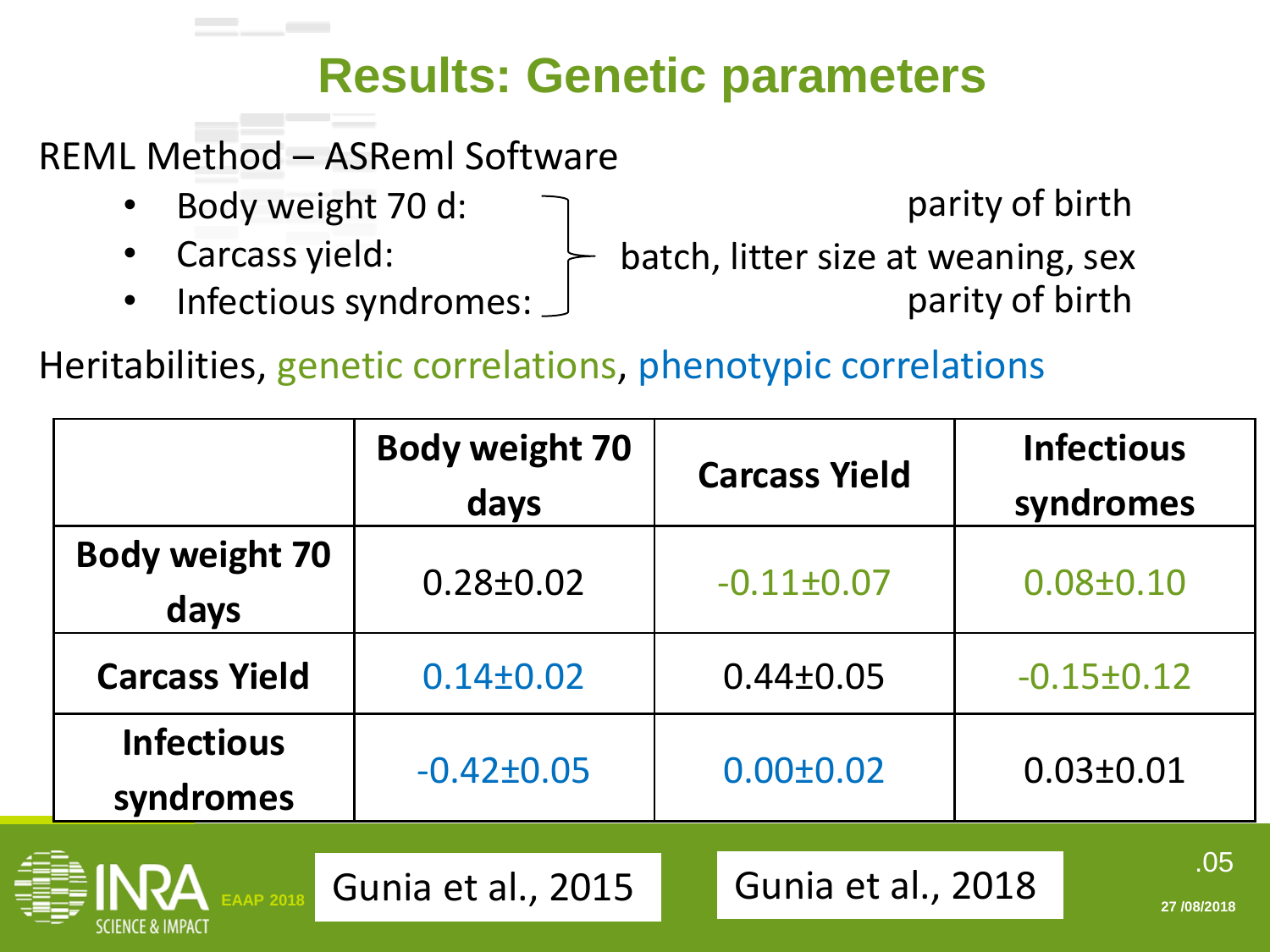# Results: Genetic parameters

REML Method – ASReml Software

- Body weight 70 d: – batch, litter size at weaning, sex, parity of birth
- Carcass yield: – batch, litter size at weaning, sex
- Infectious syndromes: – batch, litter size at weaning, sex, parity of birth

Heritabilities, genetic correlations, phenotypic correlations

| | Body weight 70 days | Carcass Yield | Infectious syndromes |
|---|---|---|---|
| **Body weight 70 days** | 0.28±0.02 | -0.11±0.07 | 0.08±0.10 |
| **Carcass Yield** | 0.14±0.02 | 0.44±0.05 | -0.15±0.12 |
| **Infectious syndromes** | -0.42±0.05 | 0.00±0.02 | 0.03±0.01 |

Gunia et al., 2015

Gunia et al., 2018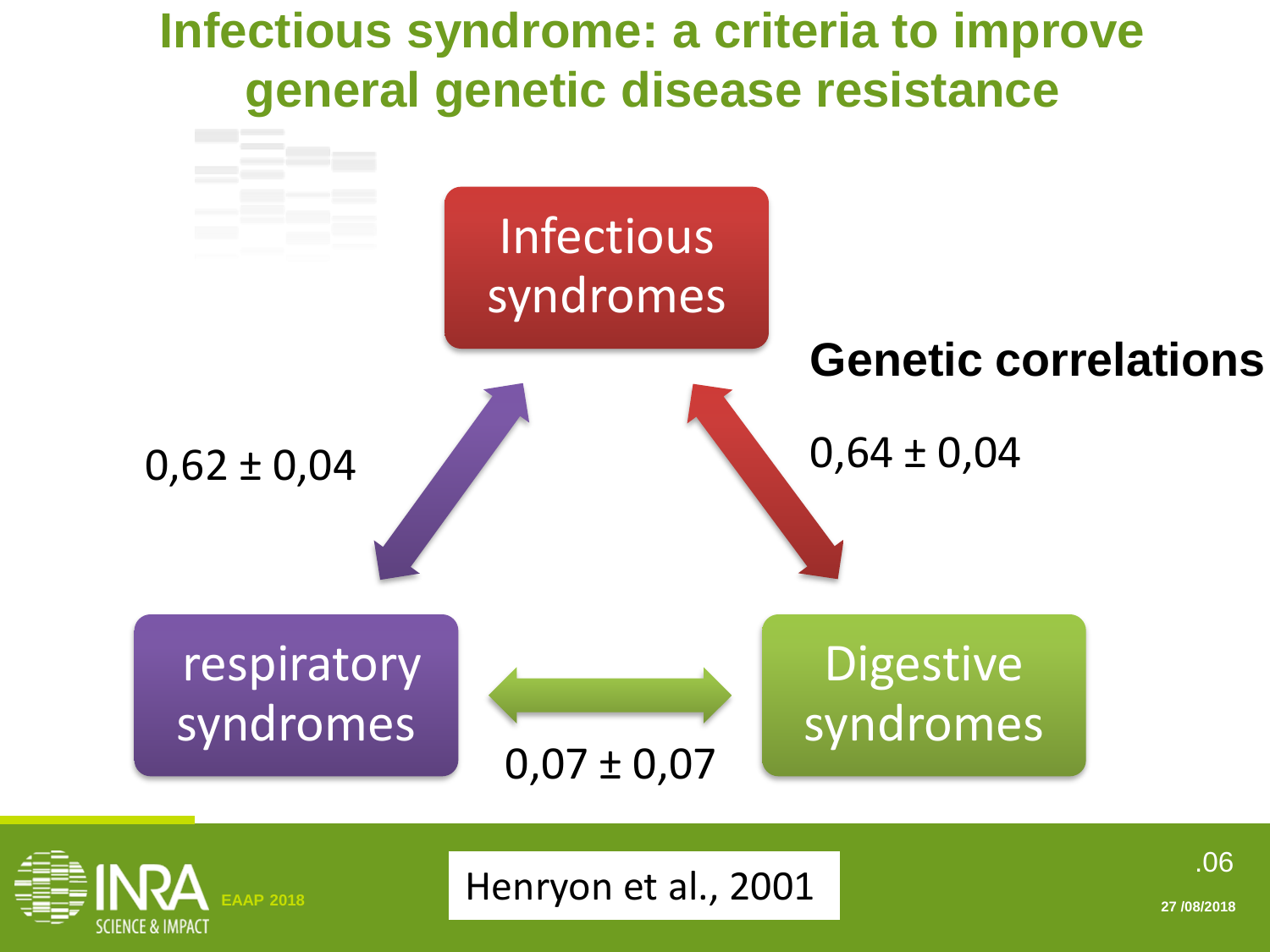# Infectious syndrome: a criteria to improve general genetic disease resistance

Infectious syndromes

Genetic correlations

0,62 ± 0,04

0,64 ± 0,04

respiratory syndromes

Digestive syndromes

0,07 ± 0,07

Henryon et al., 2001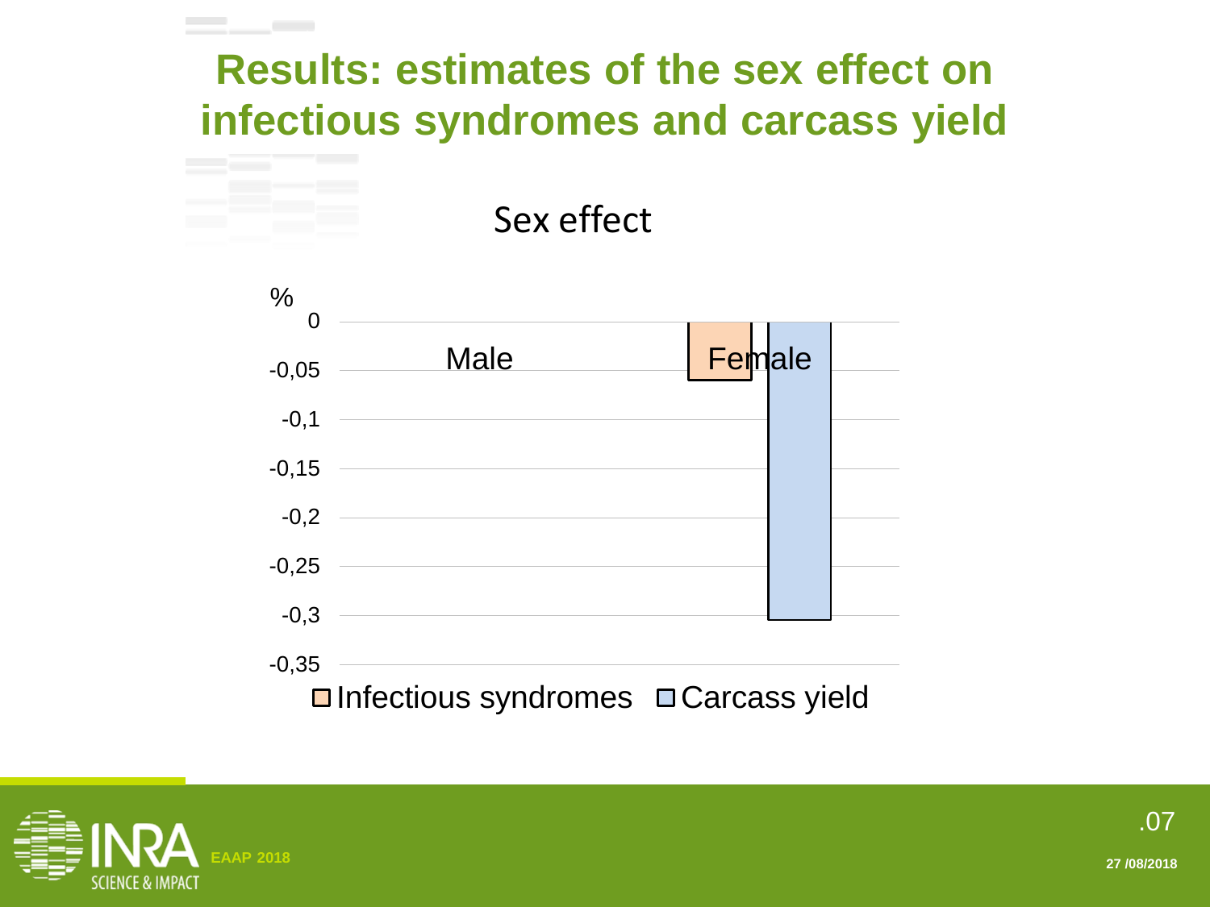# Results: estimates of the sex effect on infectious syndromes and carcass yield

Sex effect

%

0

-0,05

-0,1

-0,15

-0,2

-0,25

-0,3

-0,35

Male

Female

Infectious syndromes

Carcass yield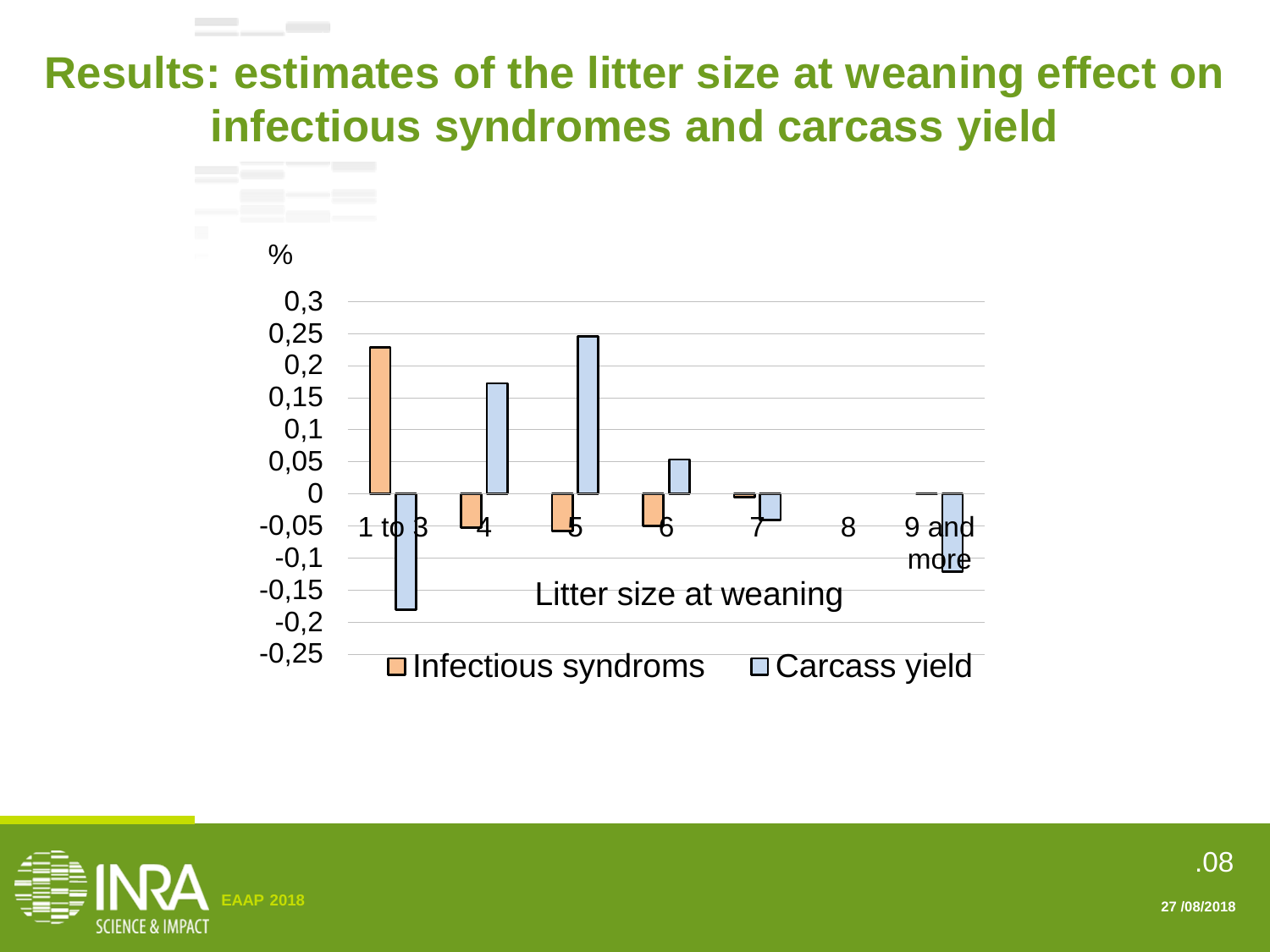# Results: estimates of the litter size at weaning effect on infectious syndromes and carcass yield

%

| Litter size at weaning | Infectious syndroms | Carcass yield |
|---|---|---|
| 1 to 3 | 0,23 | -0,18 |
| 4 | -0,05 | 0,17 |
| 5 | -0,06 | 0,25 |
| 6 | -0,05 | 0,05 |
| 7 | -0,005 | -0,04 |
| 8 | | |
| 9 and more | 0 | -0,12 |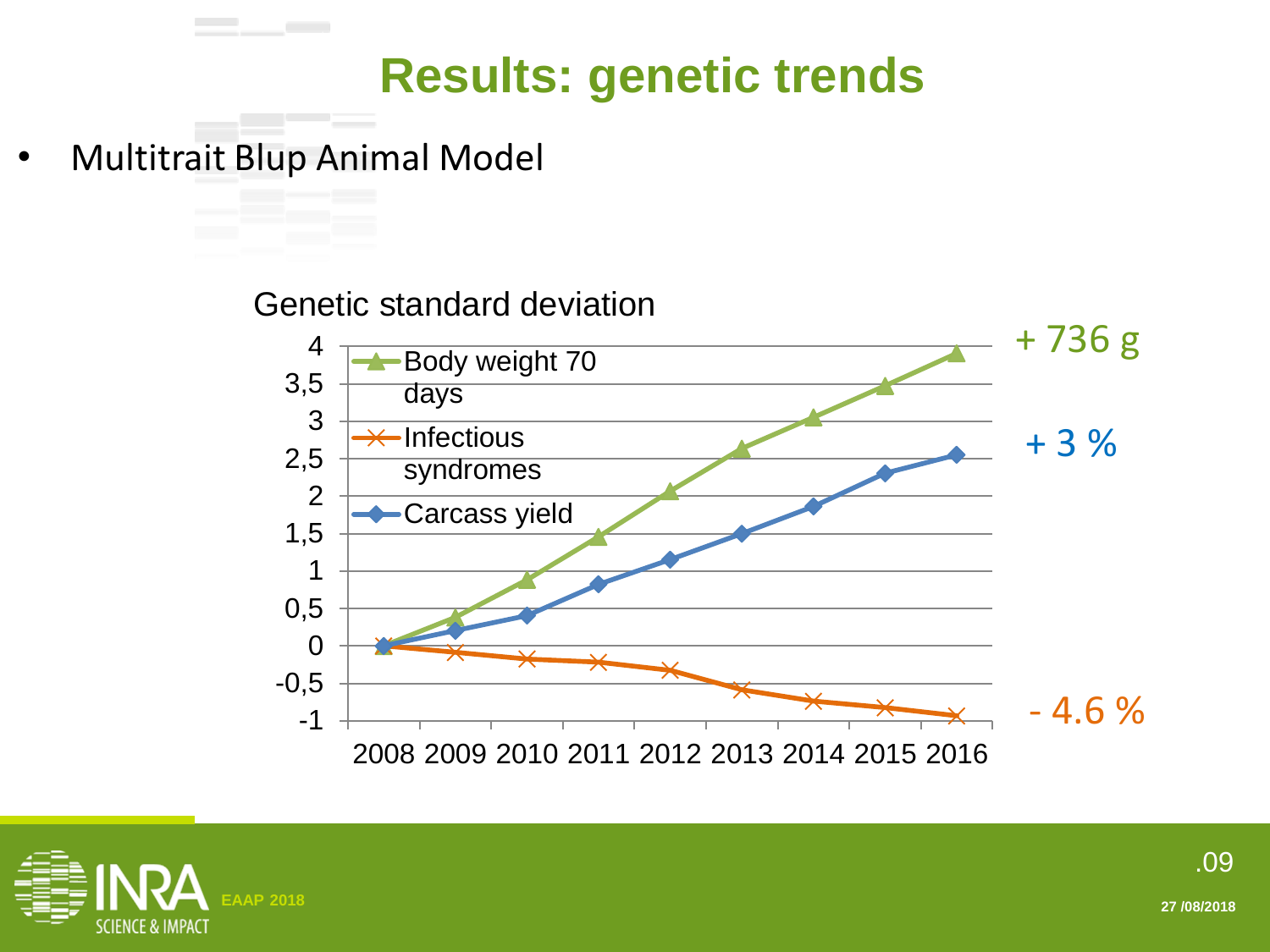# Results: genetic trends

- Multitrait Blup Animal Model

Genetic standard deviation

| Year | Body weight 70 days | Infectious syndromes | Carcass yield |
|---|---|---|---|
| 2008 | 0 | 0 | 0 |
| 2009 | 0.38 | -0.08 | 0.2 |
| 2010 | 0.88 | -0.17 | 0.41 |
| 2011 | 1.46 | -0.21 | 0.82 |
| 2012 | 2.06 | -0.32 | 1.15 |
| 2013 | 2.63 | -0.58 | 1.5 |
| 2014 | 3.05 | -0.73 | 1.86 |
| 2015 | 3.47 | -0.82 | 2.3 |
| 2016 | 3.9 | -0.93 | 2.55 |

+ 736 g

+ 3 %

- 4.6 %

EAAP 2018

27 /08/2018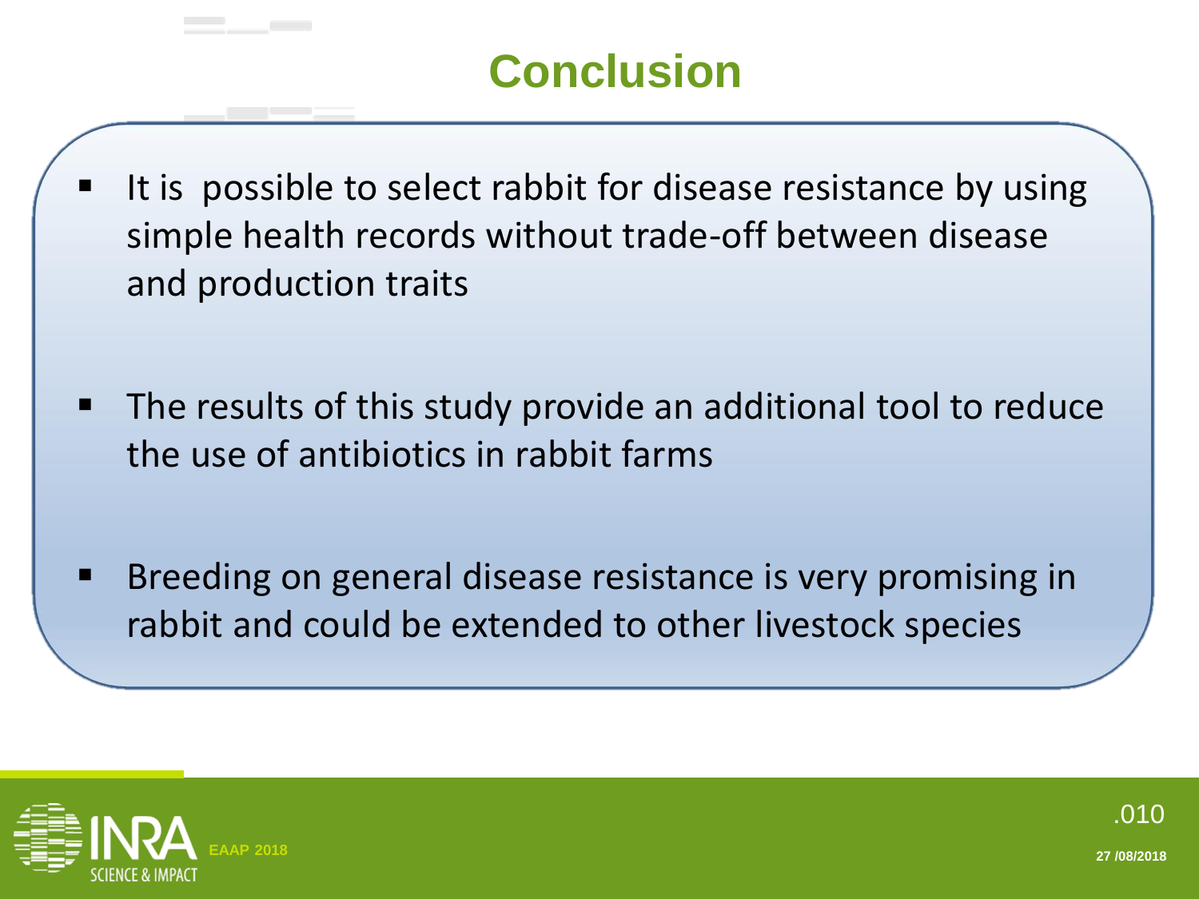# Conclusion

- It is  possible to select rabbit for disease resistance by using simple health records without trade-off between disease and production traits

- The results of this study provide an additional tool to reduce the use of antibiotics in rabbit farms

- Breeding on general disease resistance is very promising in rabbit and could be extended to other livestock species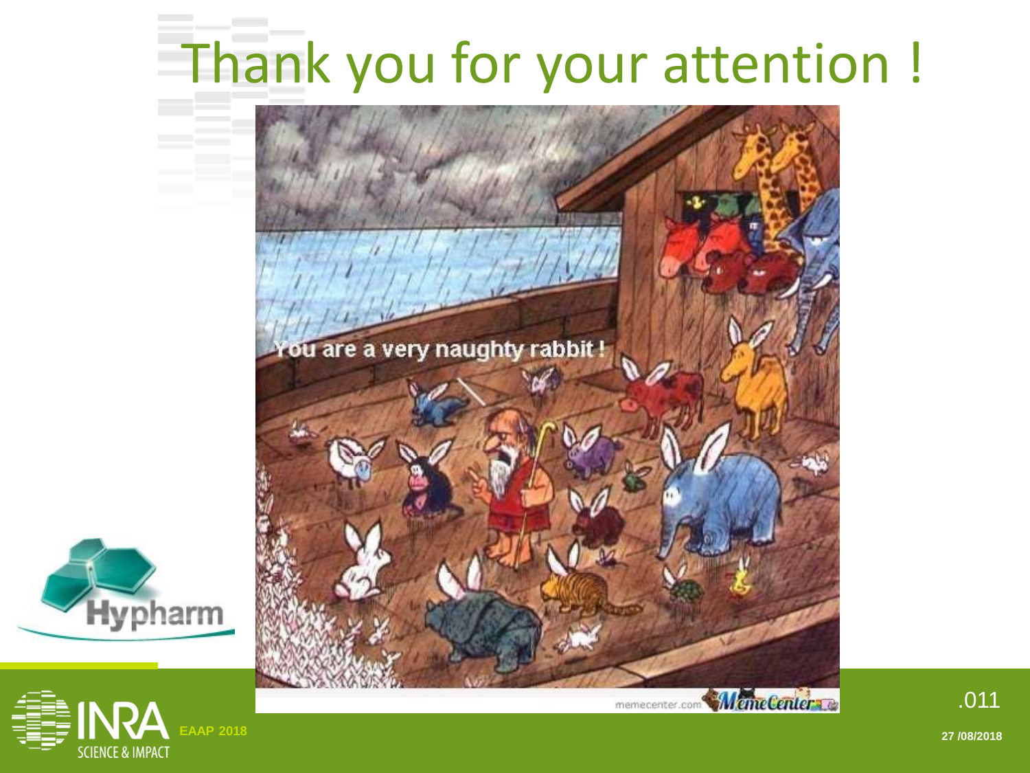# Thank you for your attention !

You are a very naughty rabbit !

memecenter.com MemeCenter

Hypharm

INRA SCIENCE & IMPACT

EAAP 2018

27 /08/2018